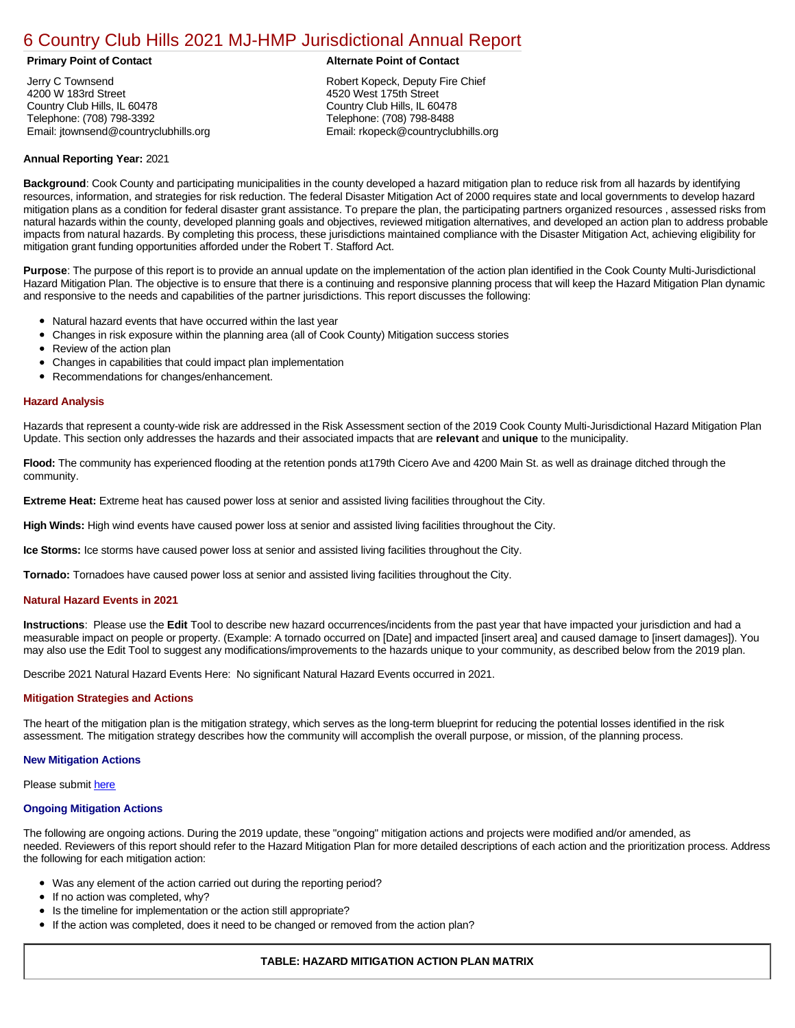# 6 Country Club Hills 2021 MJ-HMP Jurisdictional Annual Report

| **Primary Point of Contact** | **Alternate Point of Contact** |
|---|---|
| Jerry C Townsend<br>4200 W 183rd Street<br>Country Club Hills, IL 60478<br>Telephone: (708) 798-3392<br>Email: jtownsend@countryclubhills.org | Robert Kopeck, Deputy Fire Chief<br>4520 West 175th Street<br>Country Club Hills, IL 60478<br>Telephone: (708) 798-8488<br>Email: rkopeck@countryclubhills.org |

**Annual Reporting Year:** 2021

**Background**: Cook County and participating municipalities in the county developed a hazard mitigation plan to reduce risk from all hazards by identifying resources, information, and strategies for risk reduction. The federal Disaster Mitigation Act of 2000 requires state and local governments to develop hazard mitigation plans as a condition for federal disaster grant assistance. To prepare the plan, the participating partners organized resources , assessed risks from natural hazards within the county, developed planning goals and objectives, reviewed mitigation alternatives, and developed an action plan to address probable impacts from natural hazards. By completing this process, these jurisdictions maintained compliance with the Disaster Mitigation Act, achieving eligibility for mitigation grant funding opportunities afforded under the Robert T. Stafford Act.

**Purpose**: The purpose of this report is to provide an annual update on the implementation of the action plan identified in the Cook County Multi-Jurisdictional Hazard Mitigation Plan. The objective is to ensure that there is a continuing and responsive planning process that will keep the Hazard Mitigation Plan dynamic and responsive to the needs and capabilities of the partner jurisdictions. This report discusses the following:

- Natural hazard events that have occurred within the last year
- Changes in risk exposure within the planning area (all of Cook County) Mitigation success stories
- Review of the action plan
- Changes in capabilities that could impact plan implementation
- Recommendations for changes/enhancement.

### Hazard Analysis

Hazards that represent a county-wide risk are addressed in the Risk Assessment section of the 2019 Cook County Multi-Jurisdictional Hazard Mitigation Plan Update. This section only addresses the hazards and their associated impacts that are **relevant** and **unique** to the municipality.

**Flood:** The community has experienced flooding at the retention ponds at179th Cicero Ave and 4200 Main St. as well as drainage ditched through the community.

**Extreme Heat:** Extreme heat has caused power loss at senior and assisted living facilities throughout the City.

**High Winds:** High wind events have caused power loss at senior and assisted living facilities throughout the City.

**Ice Storms:** Ice storms have caused power loss at senior and assisted living facilities throughout the City.

**Tornado:** Tornadoes have caused power loss at senior and assisted living facilities throughout the City.

### Natural Hazard Events in 2021

**Instructions**: Please use the **Edit** Tool to describe new hazard occurrences/incidents from the past year that have impacted your jurisdiction and had a measurable impact on people or property. (Example: A tornado occurred on [Date] and impacted [insert area] and caused damage to [insert damages]). You may also use the Edit Tool to suggest any modifications/improvements to the hazards unique to your community, as described below from the 2019 plan.

Describe 2021 Natural Hazard Events Here: No significant Natural Hazard Events occurred in 2021.

### Mitigation Strategies and Actions

The heart of the mitigation plan is the mitigation strategy, which serves as the long-term blueprint for reducing the potential losses identified in the risk assessment. The mitigation strategy describes how the community will accomplish the overall purpose, or mission, of the planning process.

#### New Mitigation Actions

Please submit here

#### Ongoing Mitigation Actions

The following are ongoing actions. During the 2019 update, these "ongoing" mitigation actions and projects were modified and/or amended, as needed. Reviewers of this report should refer to the Hazard Mitigation Plan for more detailed descriptions of each action and the prioritization process. Address the following for each mitigation action:

- Was any element of the action carried out during the reporting period?
- If no action was completed, why?
- Is the timeline for implementation or the action still appropriate?
- If the action was completed, does it need to be changed or removed from the action plan?

**TABLE: HAZARD MITIGATION ACTION PLAN MATRIX**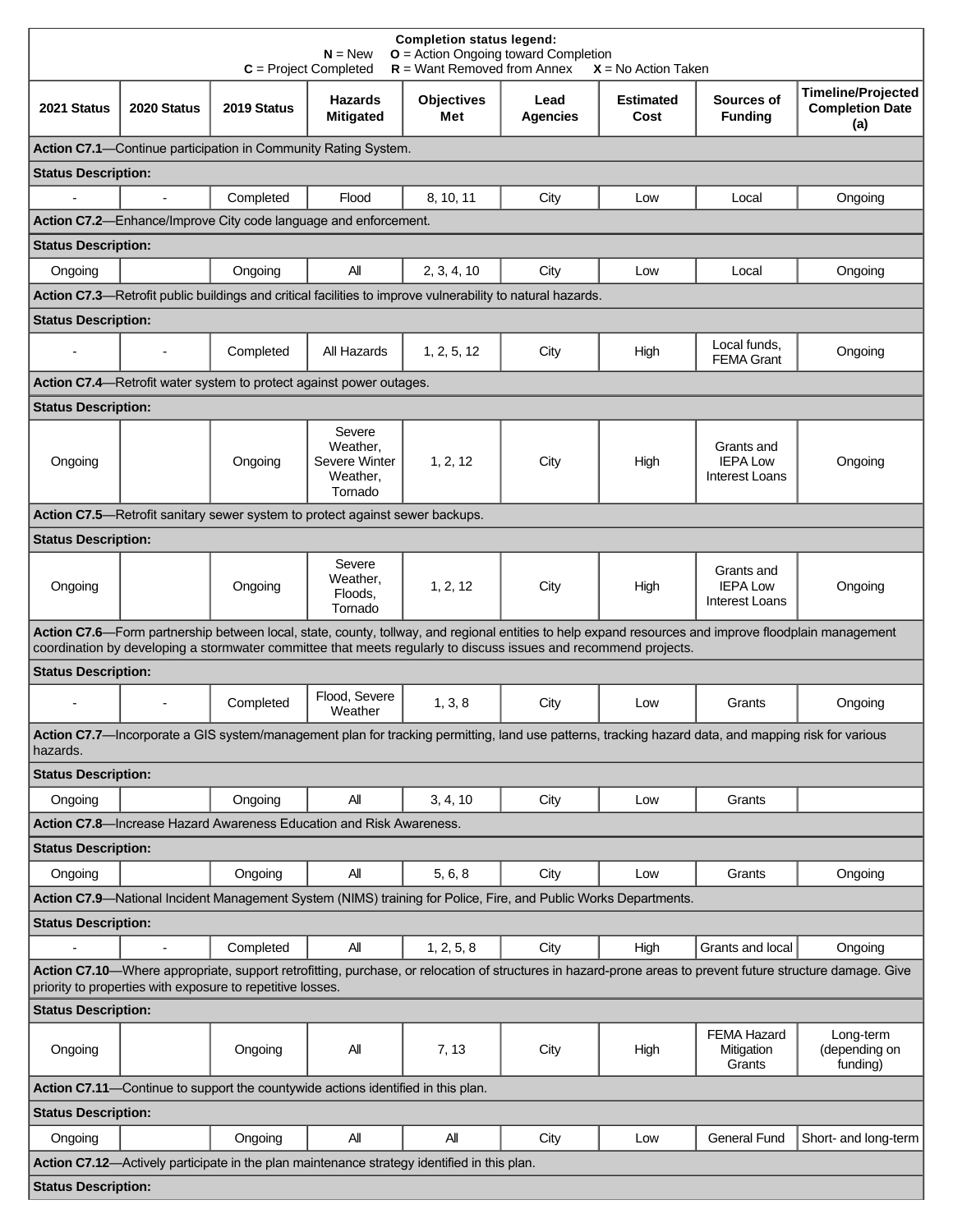**Completion status legend:**
**N** = New **O** = Action Ongoing toward Completion
**C** = Project Completed **R** = Want Removed from Annex **X** = No Action Taken

| 2021 Status | 2020 Status | 2019 Status | Hazards Mitigated | Objectives Met | Lead Agencies | Estimated Cost | Sources of Funding | Timeline/Projected Completion Date (a) |
|---|---|---|---|---|---|---|---|---|
| **Action C7.1**—Continue participation in Community Rating System. | | | | | | | | |
| **Status Description:** | | | | | | | | |
| - | - | Completed | Flood | 8, 10, 11 | City | Low | Local | Ongoing |
| **Action C7.2**—Enhance/Improve City code language and enforcement. | | | | | | | | |
| **Status Description:** | | | | | | | | |
| Ongoing | | Ongoing | All | 2, 3, 4, 10 | City | Low | Local | Ongoing |
| **Action C7.3**—Retrofit public buildings and critical facilities to improve vulnerability to natural hazards. | | | | | | | | |
| **Status Description:** | | | | | | | | |
| - | - | Completed | All Hazards | 1, 2, 5, 12 | City | High | Local funds, FEMA Grant | Ongoing |
| **Action C7.4**—Retrofit water system to protect against power outages. | | | | | | | | |
| **Status Description:** | | | | | | | | |
| Ongoing | | Ongoing | Severe Weather, Severe Winter Weather, Tornado | 1, 2, 12 | City | High | Grants and IEPA Low Interest Loans | Ongoing |
| **Action C7.5**—Retrofit sanitary sewer system to protect against sewer backups. | | | | | | | | |
| **Status Description:** | | | | | | | | |
| Ongoing | | Ongoing | Severe Weather, Floods, Tornado | 1, 2, 12 | City | High | Grants and IEPA Low Interest Loans | Ongoing |
| **Action C7.6**—Form partnership between local, state, county, tollway, and regional entities to help expand resources and improve floodplain management coordination by developing a stormwater committee that meets regularly to discuss issues and recommend projects. | | | | | | | | |
| **Status Description:** | | | | | | | | |
| - | - | Completed | Flood, Severe Weather | 1, 3, 8 | City | Low | Grants | Ongoing |
| **Action C7.7**—Incorporate a GIS system/management plan for tracking permitting, land use patterns, tracking hazard data, and mapping risk for various hazards. | | | | | | | | |
| **Status Description:** | | | | | | | | |
| Ongoing | | Ongoing | All | 3, 4, 10 | City | Low | Grants | |
| **Action C7.8**—Increase Hazard Awareness Education and Risk Awareness. | | | | | | | | |
| **Status Description:** | | | | | | | | |
| Ongoing | | Ongoing | All | 5, 6, 8 | City | Low | Grants | Ongoing |
| **Action C7.9**—National Incident Management System (NIMS) training for Police, Fire, and Public Works Departments. | | | | | | | | |
| **Status Description:** | | | | | | | | |
| - | - | Completed | All | 1, 2, 5, 8 | City | High | Grants and local | Ongoing |
| **Action C7.10**—Where appropriate, support retrofitting, purchase, or relocation of structures in hazard-prone areas to prevent future structure damage. Give priority to properties with exposure to repetitive losses. | | | | | | | | |
| **Status Description:** | | | | | | | | |
| Ongoing | | Ongoing | All | 7, 13 | City | High | FEMA Hazard Mitigation Grants | Long-term (depending on funding) |
| **Action C7.11**—Continue to support the countywide actions identified in this plan. | | | | | | | | |
| **Status Description:** | | | | | | | | |
| Ongoing | | Ongoing | All | All | City | Low | General Fund | Short- and long-term |
| **Action C7.12**—Actively participate in the plan maintenance strategy identified in this plan. | | | | | | | | |
| **Status Description:** | | | | | | | | |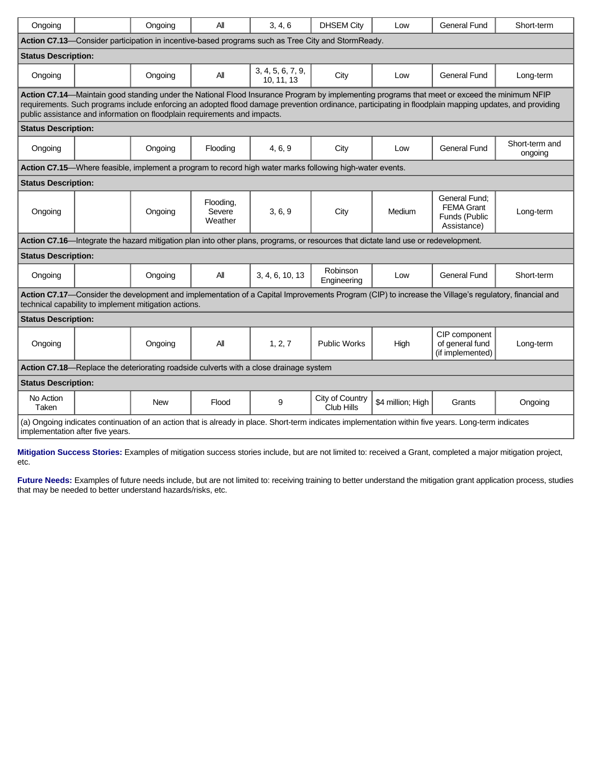| | | | | | | | | |
|---|---|---|---|---|---|---|---|---|
| Ongoing | | Ongoing | All | 3, 4, 6 | DHSEM City | Low | General Fund | Short-term |
| **Action C7.13**—Consider participation in incentive-based programs such as Tree City and StormReady. | | | | | | | | |
| **Status Description:** | | | | | | | | |
| Ongoing | | Ongoing | All | 3, 4, 5, 6, 7, 9, 10, 11, 13 | City | Low | General Fund | Long-term |
| **Action C7.14**—Maintain good standing under the National Flood Insurance Program by implementing programs that meet or exceed the minimum NFIP requirements. Such programs include enforcing an adopted flood damage prevention ordinance, participating in floodplain mapping updates, and providing public assistance and information on floodplain requirements and impacts. | | | | | | | | |
| **Status Description:** | | | | | | | | |
| Ongoing | | Ongoing | Flooding | 4, 6, 9 | City | Low | General Fund | Short-term and ongoing |
| **Action C7.15**—Where feasible, implement a program to record high water marks following high-water events. | | | | | | | | |
| **Status Description:** | | | | | | | | |
| Ongoing | | Ongoing | Flooding, Severe Weather | 3, 6, 9 | City | Medium | General Fund; FEMA Grant Funds (Public Assistance) | Long-term |
| **Action C7.16**—Integrate the hazard mitigation plan into other plans, programs, or resources that dictate land use or redevelopment. | | | | | | | | |
| **Status Description:** | | | | | | | | |
| Ongoing | | Ongoing | All | 3, 4, 6, 10, 13 | Robinson Engineering | Low | General Fund | Short-term |
| **Action C7.17**—Consider the development and implementation of a Capital Improvements Program (CIP) to increase the Village's regulatory, financial and technical capability to implement mitigation actions. | | | | | | | | |
| **Status Description:** | | | | | | | | |
| Ongoing | | Ongoing | All | 1, 2, 7 | Public Works | High | CIP component of general fund (if implemented) | Long-term |
| **Action C7.18**—Replace the deteriorating roadside culverts with a close drainage system | | | | | | | | |
| **Status Description:** | | | | | | | | |
| No Action Taken | | New | Flood | 9 | City of Country Club Hills | $4 million; High | Grants | Ongoing |
| (a) Ongoing indicates continuation of an action that is already in place. Short-term indicates implementation within five years. Long-term indicates implementation after five years. | | | | | | | | |

**Mitigation Success Stories:** Examples of mitigation success stories include, but are not limited to: received a Grant, completed a major mitigation project, etc.

**Future Needs:** Examples of future needs include, but are not limited to: receiving training to better understand the mitigation grant application process, studies that may be needed to better understand hazards/risks, etc.